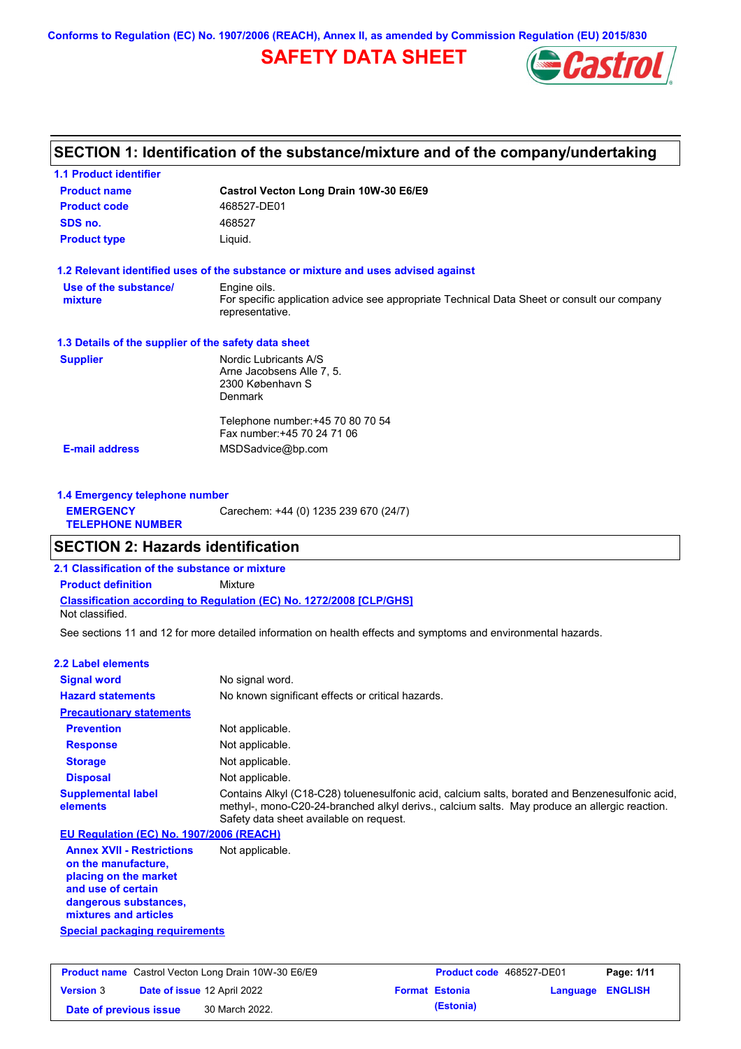Conforms to Regulation (EC) No. 1907/2006 (REACH), Annex II, as amended by Commission Regulation (EU) 2015/830

# SAFETY DATA SHEET

## SECTION 1: Identification of the substance/mixture and of the company/undertaking

### 1.1 Product identifier

| | |
|---|---|
| **Product name** | **Castrol Vecton Long Drain 10W-30 E6/E9** |
| **Product code** | 468527-DE01 |
| **SDS no.** | 468527 |
| **Product type** | Liquid. |

### 1.2 Relevant identified uses of the substance or mixture and uses advised against

| | |
|---|---|
| **Use of the substance/ mixture** | Engine oils. For specific application advice see appropriate Technical Data Sheet or consult our company representative. |

### 1.3 Details of the supplier of the safety data sheet

| | |
|---|---|
| **Supplier** | Nordic Lubricants A/S<br>Arne Jacobsens Alle 7, 5.<br>2300 København S<br>Denmark<br><br>Telephone number:+45 70 80 70 54<br>Fax number:+45 70 24 71 06 |
| **E-mail address** | MSDSadvice@bp.com |

### 1.4 Emergency telephone number

| | |
|---|---|
| **EMERGENCY TELEPHONE NUMBER** | Carechem: +44 (0) 1235 239 670 (24/7) |

## SECTION 2: Hazards identification

### 2.1 Classification of the substance or mixture

**Product definition** Mixture

**Classification according to Regulation (EC) No. 1272/2008 [CLP/GHS]**

Not classified.

See sections 11 and 12 for more detailed information on health effects and symptoms and environmental hazards.

### 2.2 Label elements

| | |
|---|---|
| **Signal word** | No signal word. |
| **Hazard statements** | No known significant effects or critical hazards. |

**Precautionary statements**

| | |
|---|---|
| **Prevention** | Not applicable. |
| **Response** | Not applicable. |
| **Storage** | Not applicable. |
| **Disposal** | Not applicable. |
| **Supplemental label elements** | Contains Alkyl (C18-C28) toluenesulfonic acid, calcium salts, borated and Benzenesulfonic acid, methyl-, mono-C20-24-branched alkyl derivs., calcium salts. May produce an allergic reaction. Safety data sheet available on request. |

**EU Regulation (EC) No. 1907/2006 (REACH)**

| | |
|---|---|
| **Annex XVII - Restrictions on the manufacture, placing on the market and use of certain dangerous substances, mixtures and articles** | Not applicable. |

**Special packaging requirements**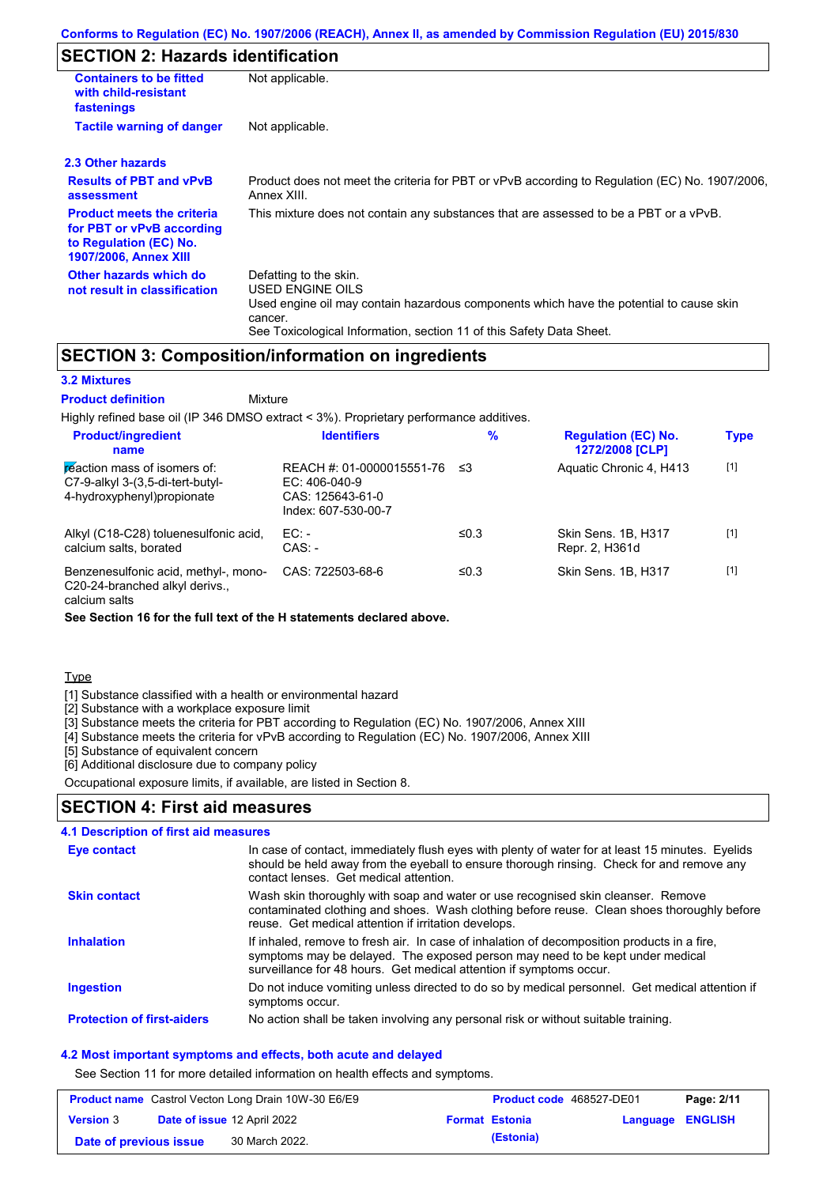## SECTION 2: Hazards identification

| | |
|---|---|
| **Containers to be fitted with child-resistant fastenings** | Not applicable. |
| **Tactile warning of danger** | Not applicable. |

### 2.3 Other hazards

| | |
|---|---|
| **Results of PBT and vPvB assessment** | Product does not meet the criteria for PBT or vPvB according to Regulation (EC) No. 1907/2006, Annex XIII. |
| **Product meets the criteria for PBT or vPvB according to Regulation (EC) No. 1907/2006, Annex XIII** | This mixture does not contain any substances that are assessed to be a PBT or a vPvB. |
| **Other hazards which do not result in classification** | Defatting to the skin.<br>USED ENGINE OILS<br>Used engine oil may contain hazardous components which have the potential to cause skin cancer.<br>See Toxicological Information, section 11 of this Safety Data Sheet. |

## SECTION 3: Composition/information on ingredients

### 3.2 Mixtures

**Product definition** Mixture

Highly refined base oil (IP 346 DMSO extract < 3%). Proprietary performance additives.

| Product/ingredient name | Identifiers | % | Regulation (EC) No. 1272/2008 [CLP] | Type |
|---|---|---|---|---|
| reaction mass of isomers of: C7-9-alkyl 3-(3,5-di-tert-butyl-4-hydroxyphenyl)propionate | REACH #: 01-0000015551-76<br>EC: 406-040-9<br>CAS: 125643-61-0<br>Index: 607-530-00-7 | ≤3 | Aquatic Chronic 4, H413 | [1] |
| Alkyl (C18-C28) toluenesulfonic acid, calcium salts, borated | EC: -<br>CAS: - | ≤0.3 | Skin Sens. 1B, H317<br>Repr. 2, H361d | [1] |
| Benzenesulfonic acid, methyl-, mono-C20-24-branched alkyl derivs., calcium salts | CAS: 722503-68-6 | ≤0.3 | Skin Sens. 1B, H317 | [1] |

**See Section 16 for the full text of the H statements declared above.**

Type

[1] Substance classified with a health or environmental hazard
[2] Substance with a workplace exposure limit
[3] Substance meets the criteria for PBT according to Regulation (EC) No. 1907/2006, Annex XIII
[4] Substance meets the criteria for vPvB according to Regulation (EC) No. 1907/2006, Annex XIII
[5] Substance of equivalent concern
[6] Additional disclosure due to company policy

Occupational exposure limits, if available, are listed in Section 8.

## SECTION 4: First aid measures

### 4.1 Description of first aid measures

| | |
|---|---|
| **Eye contact** | In case of contact, immediately flush eyes with plenty of water for at least 15 minutes. Eyelids should be held away from the eyeball to ensure thorough rinsing. Check for and remove any contact lenses. Get medical attention. |
| **Skin contact** | Wash skin thoroughly with soap and water or use recognised skin cleanser. Remove contaminated clothing and shoes. Wash clothing before reuse. Clean shoes thoroughly before reuse. Get medical attention if irritation develops. |
| **Inhalation** | If inhaled, remove to fresh air. In case of inhalation of decomposition products in a fire, symptoms may be delayed. The exposed person may need to be kept under medical surveillance for 48 hours. Get medical attention if symptoms occur. |
| **Ingestion** | Do not induce vomiting unless directed to do so by medical personnel. Get medical attention if symptoms occur. |
| **Protection of first-aiders** | No action shall be taken involving any personal risk or without suitable training. |

### 4.2 Most important symptoms and effects, both acute and delayed

See Section 11 for more detailed information on health effects and symptoms.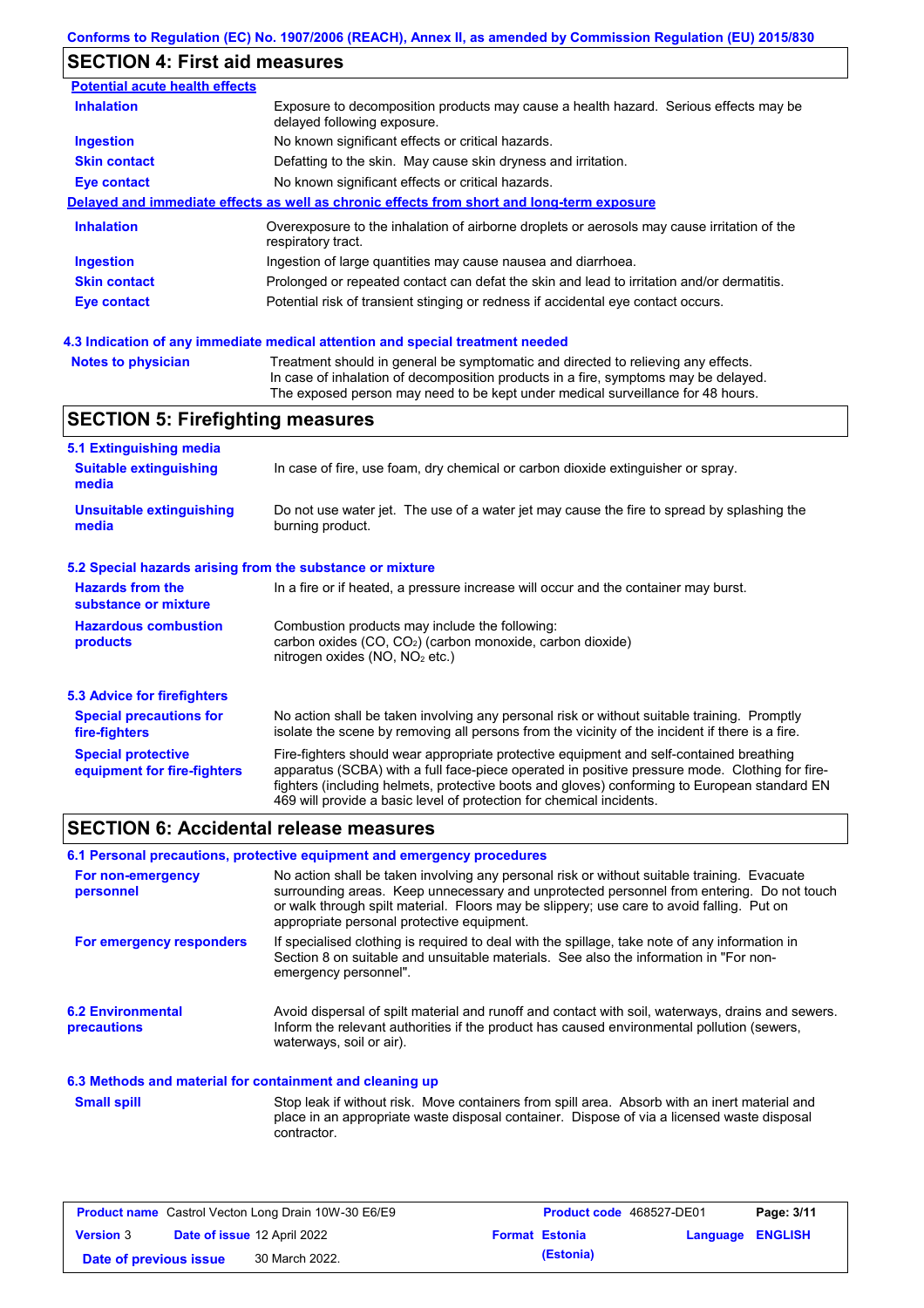## SECTION 4: First aid measures

**Potential acute health effects**

| | |
|---|---|
| **Inhalation** | Exposure to decomposition products may cause a health hazard. Serious effects may be delayed following exposure. |
| **Ingestion** | No known significant effects or critical hazards. |
| **Skin contact** | Defatting to the skin. May cause skin dryness and irritation. |
| **Eye contact** | No known significant effects or critical hazards. |

**Delayed and immediate effects as well as chronic effects from short and long-term exposure**

| | |
|---|---|
| **Inhalation** | Overexposure to the inhalation of airborne droplets or aerosols may cause irritation of the respiratory tract. |
| **Ingestion** | Ingestion of large quantities may cause nausea and diarrhoea. |
| **Skin contact** | Prolonged or repeated contact can defat the skin and lead to irritation and/or dermatitis. |
| **Eye contact** | Potential risk of transient stinging or redness if accidental eye contact occurs. |

### 4.3 Indication of any immediate medical attention and special treatment needed

**Notes to physician**: Treatment should in general be symptomatic and directed to relieving any effects. In case of inhalation of decomposition products in a fire, symptoms may be delayed. The exposed person may need to be kept under medical surveillance for 48 hours.

## SECTION 5: Firefighting measures

### 5.1 Extinguishing media

| | |
|---|---|
| **Suitable extinguishing media** | In case of fire, use foam, dry chemical or carbon dioxide extinguisher or spray. |
| **Unsuitable extinguishing media** | Do not use water jet. The use of a water jet may cause the fire to spread by splashing the burning product. |

### 5.2 Special hazards arising from the substance or mixture

| | |
|---|---|
| **Hazards from the substance or mixture** | In a fire or if heated, a pressure increase will occur and the container may burst. |
| **Hazardous combustion products** | Combustion products may include the following: carbon oxides ($CO$, $CO_2$) (carbon monoxide, carbon dioxide) nitrogen oxides ($NO$, $NO_2$ etc.) |

### 5.3 Advice for firefighters

| | |
|---|---|
| **Special precautions for fire-fighters** | No action shall be taken involving any personal risk or without suitable training. Promptly isolate the scene by removing all persons from the vicinity of the incident if there is a fire. |
| **Special protective equipment for fire-fighters** | Fire-fighters should wear appropriate protective equipment and self-contained breathing apparatus (SCBA) with a full face-piece operated in positive pressure mode. Clothing for fire-fighters (including helmets, protective boots and gloves) conforming to European standard EN 469 will provide a basic level of protection for chemical incidents. |

## SECTION 6: Accidental release measures

### 6.1 Personal precautions, protective equipment and emergency procedures

| | |
|---|---|
| **For non-emergency personnel** | No action shall be taken involving any personal risk or without suitable training. Evacuate surrounding areas. Keep unnecessary and unprotected personnel from entering. Do not touch or walk through spilt material. Floors may be slippery; use care to avoid falling. Put on appropriate personal protective equipment. |
| **For emergency responders** | If specialised clothing is required to deal with the spillage, take note of any information in Section 8 on suitable and unsuitable materials. See also the information in "For non-emergency personnel". |

### 6.2 Environmental precautions

Avoid dispersal of spilt material and runoff and contact with soil, waterways, drains and sewers. Inform the relevant authorities if the product has caused environmental pollution (sewers, waterways, soil or air).

### 6.3 Methods and material for containment and cleaning up

**Small spill**: Stop leak if without risk. Move containers from spill area. Absorb with an inert material and place in an appropriate waste disposal container. Dispose of via a licensed waste disposal contractor.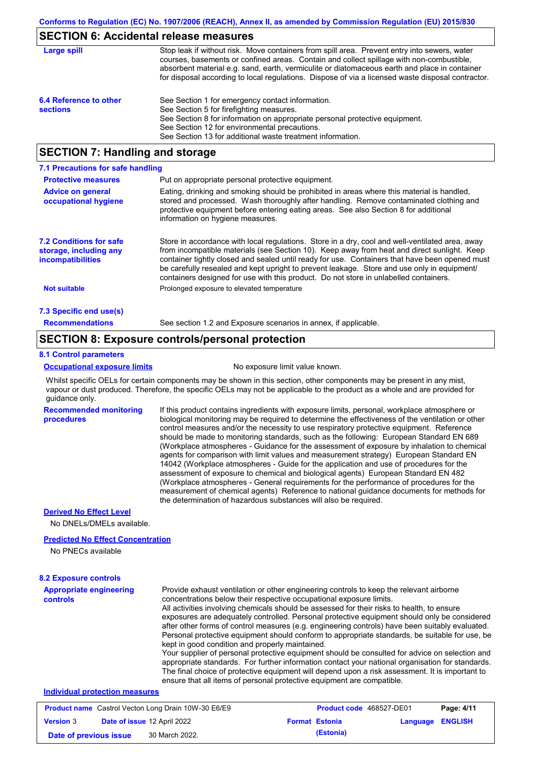## SECTION 6: Accidental release measures

**Large spill**

Stop leak if without risk. Move containers from spill area. Prevent entry into sewers, water courses, basements or confined areas. Contain and collect spillage with non-combustible, absorbent material e.g. sand, earth, vermiculite or diatomaceous earth and place in container for disposal according to local regulations. Dispose of via a licensed waste disposal contractor.

**6.4 Reference to other sections**

See Section 1 for emergency contact information.
See Section 5 for firefighting measures.
See Section 8 for information on appropriate personal protective equipment.
See Section 12 for environmental precautions.
See Section 13 for additional waste treatment information.

## SECTION 7: Handling and storage

### 7.1 Precautions for safe handling

**Protective measures**

Put on appropriate personal protective equipment.

**Advice on general occupational hygiene**

Eating, drinking and smoking should be prohibited in areas where this material is handled, stored and processed. Wash thoroughly after handling. Remove contaminated clothing and protective equipment before entering eating areas. See also Section 8 for additional information on hygiene measures.

**7.2 Conditions for safe storage, including any incompatibilities**

Store in accordance with local regulations. Store in a dry, cool and well-ventilated area, away from incompatible materials (see Section 10). Keep away from heat and direct sunlight. Keep container tightly closed and sealed until ready for use. Containers that have been opened must be carefully resealed and kept upright to prevent leakage. Store and use only in equipment/ containers designed for use with this product. Do not store in unlabelled containers.

**Not suitable**

Prolonged exposure to elevated temperature

### 7.3 Specific end use(s)

**Recommendations**

See section 1.2 and Exposure scenarios in annex, if applicable.

## SECTION 8: Exposure controls/personal protection

### 8.1 Control parameters

**Occupational exposure limits**

No exposure limit value known.

Whilst specific OELs for certain components may be shown in this section, other components may be present in any mist, vapour or dust produced. Therefore, the specific OELs may not be applicable to the product as a whole and are provided for guidance only.

**Recommended monitoring procedures**

If this product contains ingredients with exposure limits, personal, workplace atmosphere or biological monitoring may be required to determine the effectiveness of the ventilation or other control measures and/or the necessity to use respiratory protective equipment. Reference should be made to monitoring standards, such as the following: European Standard EN 689 (Workplace atmospheres - Guidance for the assessment of exposure by inhalation to chemical agents for comparison with limit values and measurement strategy) European Standard EN 14042 (Workplace atmospheres - Guide for the application and use of procedures for the assessment of exposure to chemical and biological agents) European Standard EN 482 (Workplace atmospheres - General requirements for the performance of procedures for the measurement of chemical agents) Reference to national guidance documents for methods for the determination of hazardous substances will also be required.

**Derived No Effect Level**

No DNELs/DMELs available.

**Predicted No Effect Concentration**

No PNECs available

### 8.2 Exposure controls

**Appropriate engineering controls**

Provide exhaust ventilation or other engineering controls to keep the relevant airborne concentrations below their respective occupational exposure limits.
All activities involving chemicals should be assessed for their risks to health, to ensure exposures are adequately controlled. Personal protective equipment should only be considered after other forms of control measures (e.g. engineering controls) have been suitably evaluated. Personal protective equipment should conform to appropriate standards, be suitable for use, be kept in good condition and properly maintained.
Your supplier of personal protective equipment should be consulted for advice on selection and appropriate standards. For further information contact your national organisation for standards. The final choice of protective equipment will depend upon a risk assessment. It is important to ensure that all items of personal protective equipment are compatible.

**Individual protection measures**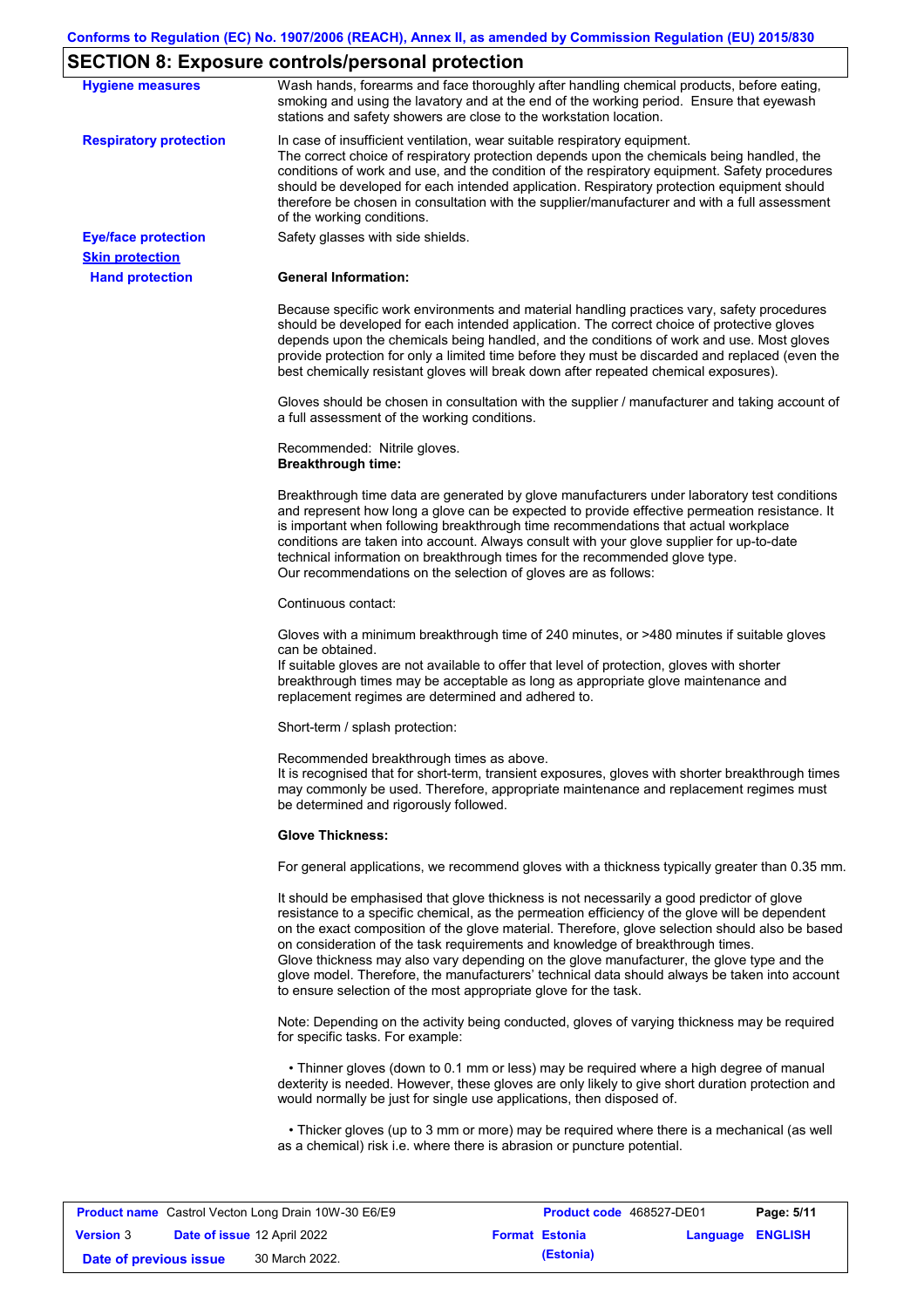## SECTION 8: Exposure controls/personal protection

**Hygiene measures**

Wash hands, forearms and face thoroughly after handling chemical products, before eating, smoking and using the lavatory and at the end of the working period. Ensure that eyewash stations and safety showers are close to the workstation location.

**Respiratory protection**

In case of insufficient ventilation, wear suitable respiratory equipment.
The correct choice of respiratory protection depends upon the chemicals being handled, the conditions of work and use, and the condition of the respiratory equipment. Safety procedures should be developed for each intended application. Respiratory protection equipment should therefore be chosen in consultation with the supplier/manufacturer and with a full assessment of the working conditions.

**Eye/face protection**

Safety glasses with side shields.

**Skin protection**

**Hand protection**

**General Information:**

Because specific work environments and material handling practices vary, safety procedures should be developed for each intended application. The correct choice of protective gloves depends upon the chemicals being handled, and the conditions of work and use. Most gloves provide protection for only a limited time before they must be discarded and replaced (even the best chemically resistant gloves will break down after repeated chemical exposures).

Gloves should be chosen in consultation with the supplier / manufacturer and taking account of a full assessment of the working conditions.

Recommended: Nitrile gloves.
**Breakthrough time:**

Breakthrough time data are generated by glove manufacturers under laboratory test conditions and represent how long a glove can be expected to provide effective permeation resistance. It is important when following breakthrough time recommendations that actual workplace conditions are taken into account. Always consult with your glove supplier for up-to-date technical information on breakthrough times for the recommended glove type.
Our recommendations on the selection of gloves are as follows:

Continuous contact:

Gloves with a minimum breakthrough time of 240 minutes, or >480 minutes if suitable gloves can be obtained.
If suitable gloves are not available to offer that level of protection, gloves with shorter breakthrough times may be acceptable as long as appropriate glove maintenance and replacement regimes are determined and adhered to.

Short-term / splash protection:

Recommended breakthrough times as above.
It is recognised that for short-term, transient exposures, gloves with shorter breakthrough times may commonly be used. Therefore, appropriate maintenance and replacement regimes must be determined and rigorously followed.

**Glove Thickness:**

For general applications, we recommend gloves with a thickness typically greater than 0.35 mm.

It should be emphasised that glove thickness is not necessarily a good predictor of glove resistance to a specific chemical, as the permeation efficiency of the glove will be dependent on the exact composition of the glove material. Therefore, glove selection should also be based on consideration of the task requirements and knowledge of breakthrough times.
Glove thickness may also vary depending on the glove manufacturer, the glove type and the glove model. Therefore, the manufacturers' technical data should always be taken into account to ensure selection of the most appropriate glove for the task.

Note: Depending on the activity being conducted, gloves of varying thickness may be required for specific tasks. For example:

- Thinner gloves (down to 0.1 mm or less) may be required where a high degree of manual dexterity is needed. However, these gloves are only likely to give short duration protection and would normally be just for single use applications, then disposed of.

- Thicker gloves (up to 3 mm or more) may be required where there is a mechanical (as well as a chemical) risk i.e. where there is abrasion or puncture potential.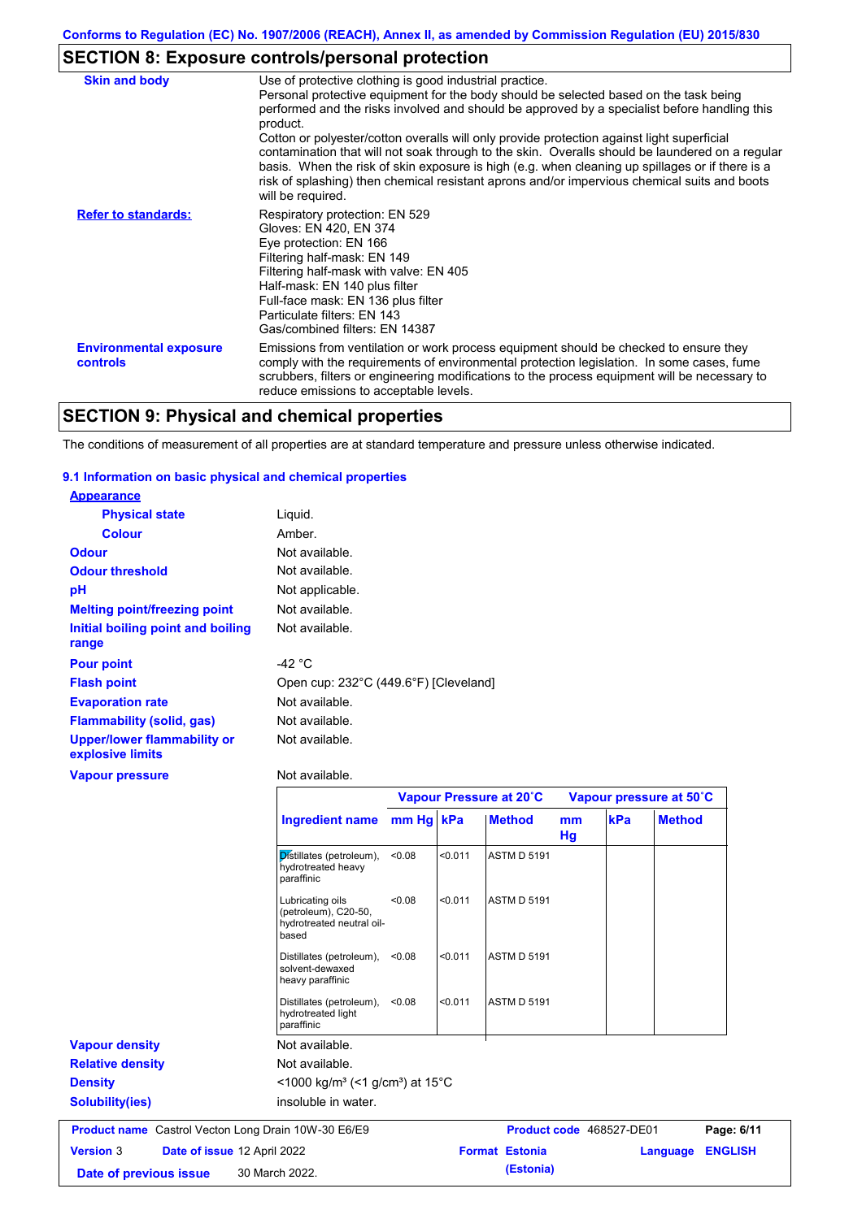Conforms to Regulation (EC) No. 1907/2006 (REACH), Annex II, as amended by Commission Regulation (EU) 2015/830

## SECTION 8: Exposure controls/personal protection

**Skin and body**

Use of protective clothing is good industrial practice.
Personal protective equipment for the body should be selected based on the task being performed and the risks involved and should be approved by a specialist before handling this product.
Cotton or polyester/cotton overalls will only provide protection against light superficial contamination that will not soak through to the skin. Overalls should be laundered on a regular basis. When the risk of skin exposure is high (e.g. when cleaning up spillages or if there is a risk of splashing) then chemical resistant aprons and/or impervious chemical suits and boots will be required.

**Refer to standards:**

Respiratory protection: EN 529
Gloves: EN 420, EN 374
Eye protection: EN 166
Filtering half-mask: EN 149
Filtering half-mask with valve: EN 405
Half-mask: EN 140 plus filter
Full-face mask: EN 136 plus filter
Particulate filters: EN 143
Gas/combined filters: EN 14387

**Environmental exposure controls**

Emissions from ventilation or work process equipment should be checked to ensure they comply with the requirements of environmental protection legislation. In some cases, fume scrubbers, filters or engineering modifications to the process equipment will be necessary to reduce emissions to acceptable levels.

## SECTION 9: Physical and chemical properties

The conditions of measurement of all properties are at standard temperature and pressure unless otherwise indicated.

### 9.1 Information on basic physical and chemical properties

**Appearance**

- **Physical state**: Liquid.
- **Colour**: Amber.
- **Odour**: Not available.
- **Odour threshold**: Not available.
- **pH**: Not applicable.
- **Melting point/freezing point**: Not available.
- **Initial boiling point and boiling range**: Not available.
- **Pour point**: -42 °C
- **Flash point**: Open cup: 232°C (449.6°F) [Cleveland]
- **Evaporation rate**: Not available.
- **Flammability (solid, gas)**: Not available.
- **Upper/lower flammability or explosive limits**: Not available.
- **Vapour pressure**: Not available.

| | Vapour Pressure at 20˚C | | | Vapour pressure at 50˚C | | |
|---|---|---|---|---|---|---|
| **Ingredient name** | **mm Hg** | **kPa** | **Method** | **mm Hg** | **kPa** | **Method** |
| Distillates (petroleum), hydrotreated heavy paraffinic | <0.08 | <0.011 | ASTM D 5191 | | | |
| Lubricating oils (petroleum), C20-50, hydrotreated neutral oil-based | <0.08 | <0.011 | ASTM D 5191 | | | |
| Distillates (petroleum), solvent-dewaxed heavy paraffinic | <0.08 | <0.011 | ASTM D 5191 | | | |
| Distillates (petroleum), hydrotreated light paraffinic | <0.08 | <0.011 | ASTM D 5191 | | | |

- **Vapour density**: Not available.
- **Relative density**: Not available.
- **Density**: <1000 kg/m³ (<1 g/cm³) at 15°C
- **Solubility(ies)**: insoluble in water.

| **Product name** Castrol Vecton Long Drain 10W-30 E6/E9 | **Product code** 468527-DE01 |
|---|---|
| **Version** 3 **Date of issue** 12 April 2022 | **Format** Estonia (Estonia) **Language** ENGLISH |
| **Date of previous issue** 30 March 2022. | |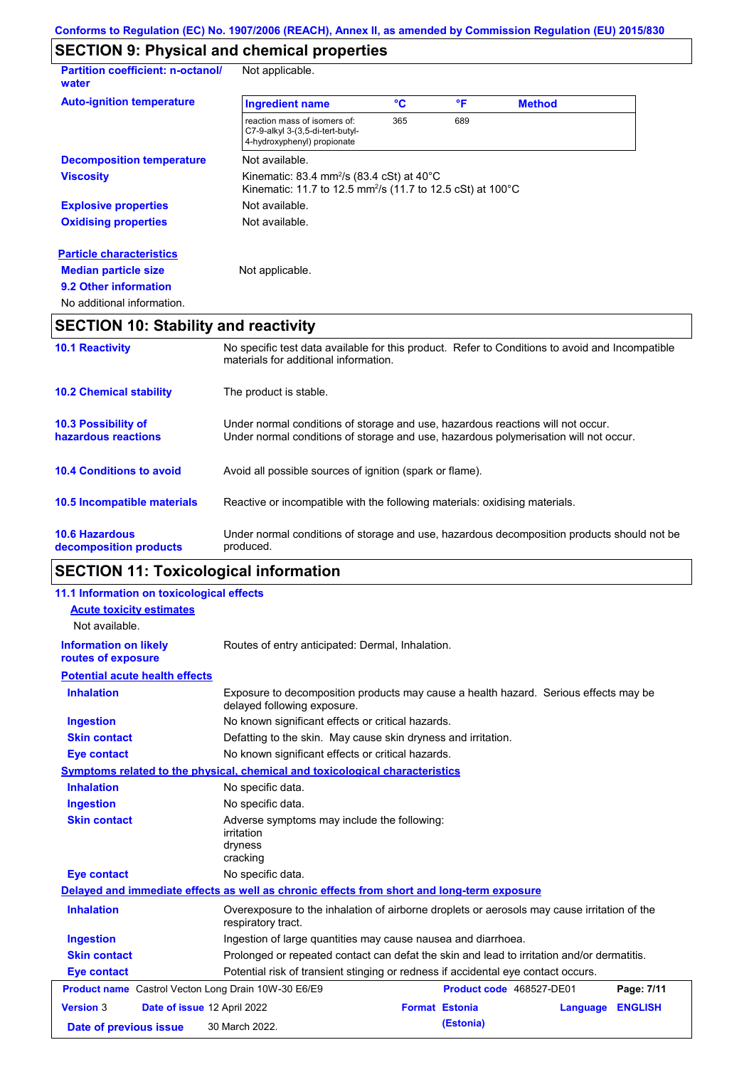## SECTION 9: Physical and chemical properties

**Partition coefficient: n-octanol/water**: Not applicable.

**Auto-ignition temperature**

| Ingredient name | °C | °F | Method |
|---|---|---|---|
| reaction mass of isomers of: C7-9-alkyl 3-(3,5-di-tert-butyl-4-hydroxyphenyl) propionate | 365 | 689 | |

**Decomposition temperature**: Not available.

**Viscosity**: Kinematic: 83.4 mm²/s (83.4 cSt) at 40°C
Kinematic: 11.7 to 12.5 mm²/s (11.7 to 12.5 cSt) at 100°C

**Explosive properties**: Not available.

**Oxidising properties**: Not available.

**Particle characteristics**

**Median particle size**: Not applicable.

**9.2 Other information**

No additional information.

## SECTION 10: Stability and reactivity

**10.1 Reactivity**: No specific test data available for this product. Refer to Conditions to avoid and Incompatible materials for additional information.

**10.2 Chemical stability**: The product is stable.

**10.3 Possibility of hazardous reactions**: Under normal conditions of storage and use, hazardous reactions will not occur.
Under normal conditions of storage and use, hazardous polymerisation will not occur.

**10.4 Conditions to avoid**: Avoid all possible sources of ignition (spark or flame).

**10.5 Incompatible materials**: Reactive or incompatible with the following materials: oxidising materials.

**10.6 Hazardous decomposition products**: Under normal conditions of storage and use, hazardous decomposition products should not be produced.

## SECTION 11: Toxicological information

**11.1 Information on toxicological effects**

**Acute toxicity estimates**

Not available.

**Information on likely routes of exposure**: Routes of entry anticipated: Dermal, Inhalation.

**Potential acute health effects**

**Inhalation**: Exposure to decomposition products may cause a health hazard. Serious effects may be delayed following exposure.

**Ingestion**: No known significant effects or critical hazards.

**Skin contact**: Defatting to the skin. May cause skin dryness and irritation.

**Eye contact**: No known significant effects or critical hazards.

**Symptoms related to the physical, chemical and toxicological characteristics**

**Inhalation**: No specific data.

**Ingestion**: No specific data.

**Skin contact**: Adverse symptoms may include the following:
irritation
dryness
cracking

**Eye contact**: No specific data.

**Delayed and immediate effects as well as chronic effects from short and long-term exposure**

**Inhalation**: Overexposure to the inhalation of airborne droplets or aerosols may cause irritation of the respiratory tract.

**Ingestion**: Ingestion of large quantities may cause nausea and diarrhoea.

**Skin contact**: Prolonged or repeated contact can defat the skin and lead to irritation and/or dermatitis.

**Eye contact**: Potential risk of transient stinging or redness if accidental eye contact occurs.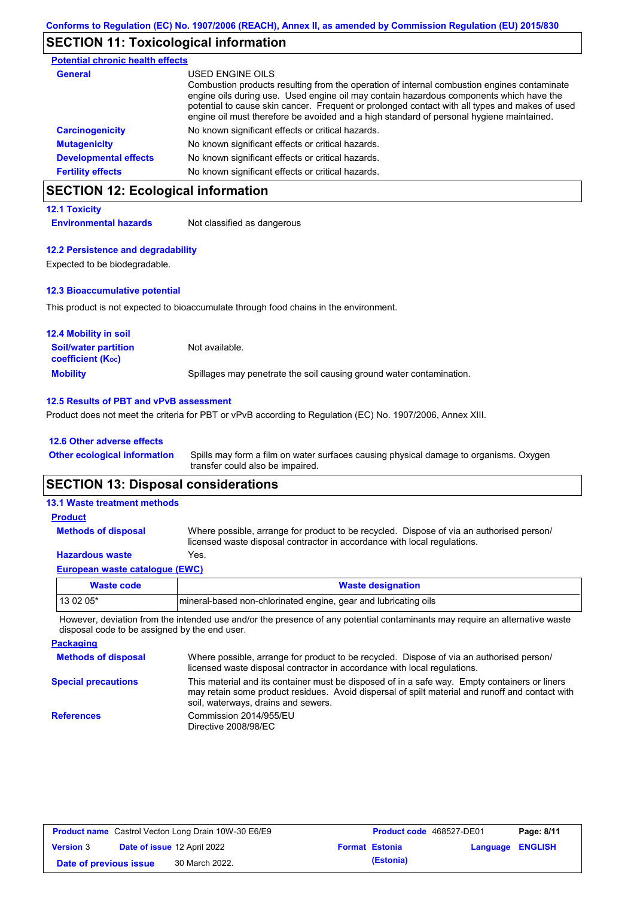Conforms to Regulation (EC) No. 1907/2006 (REACH), Annex II, as amended by Commission Regulation (EU) 2015/830

## SECTION 11: Toxicological information

**Potential chronic health effects**

**General**

USED ENGINE OILS
Combustion products resulting from the operation of internal combustion engines contaminate engine oils during use. Used engine oil may contain hazardous components which have the potential to cause skin cancer. Frequent or prolonged contact with all types and makes of used engine oil must therefore be avoided and a high standard of personal hygiene maintained.

**Carcinogenicity** No known significant effects or critical hazards.

**Mutagenicity** No known significant effects or critical hazards.

**Developmental effects** No known significant effects or critical hazards.

**Fertility effects** No known significant effects or critical hazards.

## SECTION 12: Ecological information

### 12.1 Toxicity

**Environmental hazards** Not classified as dangerous

### 12.2 Persistence and degradability

Expected to be biodegradable.

### 12.3 Bioaccumulative potential

This product is not expected to bioaccumulate through food chains in the environment.

### 12.4 Mobility in soil

**Soil/water partition coefficient ($K_{OC}$)** Not available.

**Mobility** Spillages may penetrate the soil causing ground water contamination.

### 12.5 Results of PBT and vPvB assessment

Product does not meet the criteria for PBT or vPvB according to Regulation (EC) No. 1907/2006, Annex XIII.

### 12.6 Other adverse effects

**Other ecological information** Spills may form a film on water surfaces causing physical damage to organisms. Oxygen transfer could also be impaired.

## SECTION 13: Disposal considerations

### 13.1 Waste treatment methods

**Product**

**Methods of disposal** Where possible, arrange for product to be recycled. Dispose of via an authorised person/ licensed waste disposal contractor in accordance with local regulations.

**Hazardous waste** Yes.

**European waste catalogue (EWC)**

| Waste code | Waste designation |
|---|---|
| 13 02 05* | mineral-based non-chlorinated engine, gear and lubricating oils |

However, deviation from the intended use and/or the presence of any potential contaminants may require an alternative waste disposal code to be assigned by the end user.

**Packaging**

**Methods of disposal** Where possible, arrange for product to be recycled. Dispose of via an authorised person/ licensed waste disposal contractor in accordance with local regulations.

**Special precautions** This material and its container must be disposed of in a safe way. Empty containers or liners may retain some product residues. Avoid dispersal of spilt material and runoff and contact with soil, waterways, drains and sewers.

**References** Commission 2014/955/EU
Directive 2008/98/EC

| **Product name** Castrol Vecton Long Drain 10W-30 E6/E9 | **Product code** 468527-DE01 | **Page:** 8/11 |
|---|---|---|
| **Version** 3 **Date of issue** 12 April 2022 | **Format** Estonia (Estonia) | **Language** ENGLISH |
| **Date of previous issue** 30 March 2022. | | |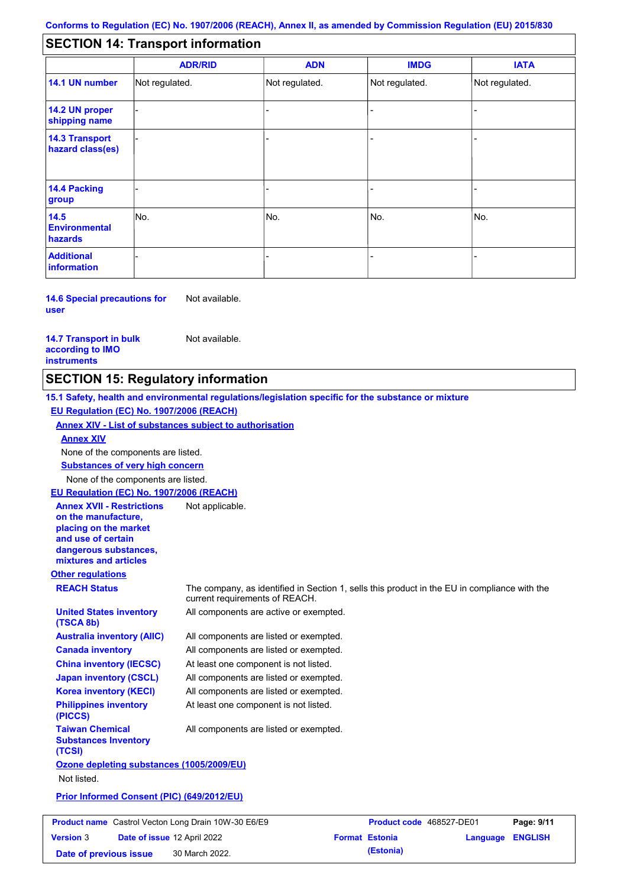## SECTION 14: Transport information

| | ADR/RID | ADN | IMDG | IATA |
|---|---|---|---|---|
| 14.1 UN number | Not regulated. | Not regulated. | Not regulated. | Not regulated. |
| 14.2 UN proper shipping name | - | - | - | - |
| 14.3 Transport hazard class(es) | - | - | - | - |
| 14.4 Packing group | - | - | - | - |
| 14.5 Environmental hazards | No. | No. | No. | No. |
| Additional information | - | - | - | - |

**14.6 Special precautions for user** Not available.

**14.7 Transport in bulk according to IMO instruments** Not available.

## SECTION 15: Regulatory information

**15.1 Safety, health and environmental regulations/legislation specific for the substance or mixture**

**EU Regulation (EC) No. 1907/2006 (REACH)**

**Annex XIV - List of substances subject to authorisation**

**Annex XIV**

None of the components are listed.

**Substances of very high concern**

None of the components are listed.

**EU Regulation (EC) No. 1907/2006 (REACH)**

**Annex XVII - Restrictions on the manufacture, placing on the market and use of certain dangerous substances, mixtures and articles** Not applicable.

**Other regulations**

**REACH Status** The company, as identified in Section 1, sells this product in the EU in compliance with the current requirements of REACH.

**United States inventory (TSCA 8b)** All components are active or exempted.

**Australia inventory (AIIC)** All components are listed or exempted.

**Canada inventory** All components are listed or exempted.

**China inventory (IECSC)** At least one component is not listed.

**Japan inventory (CSCL)** All components are listed or exempted.

**Korea inventory (KECI)** All components are listed or exempted.

**Philippines inventory (PICCS)** At least one component is not listed.

**Taiwan Chemical Substances Inventory (TCSI)** All components are listed or exempted.

**Ozone depleting substances (1005/2009/EU)**

Not listed.

**Prior Informed Consent (PIC) (649/2012/EU)**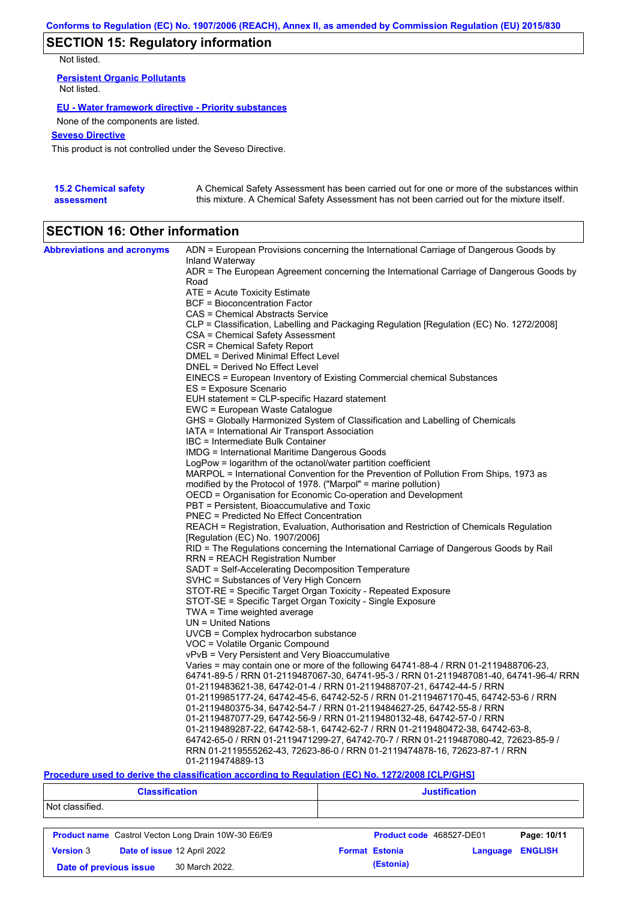## SECTION 15: Regulatory information

Not listed.

**Persistent Organic Pollutants**

Not listed.

**EU - Water framework directive - Priority substances**

None of the components are listed.

**Seveso Directive**

This product is not controlled under the Seveso Directive.

**15.2 Chemical safety assessment**

A Chemical Safety Assessment has been carried out for one or more of the substances within this mixture. A Chemical Safety Assessment has not been carried out for the mixture itself.

## SECTION 16: Other information

**Abbreviations and acronyms**

ADN = European Provisions concerning the International Carriage of Dangerous Goods by Inland Waterway
ADR = The European Agreement concerning the International Carriage of Dangerous Goods by Road
ATE = Acute Toxicity Estimate
BCF = Bioconcentration Factor
CAS = Chemical Abstracts Service
CLP = Classification, Labelling and Packaging Regulation [Regulation (EC) No. 1272/2008]
CSA = Chemical Safety Assessment
CSR = Chemical Safety Report
DMEL = Derived Minimal Effect Level
DNEL = Derived No Effect Level
EINECS = European Inventory of Existing Commercial chemical Substances
ES = Exposure Scenario
EUH statement = CLP-specific Hazard statement
EWC = European Waste Catalogue
GHS = Globally Harmonized System of Classification and Labelling of Chemicals
IATA = International Air Transport Association
IBC = Intermediate Bulk Container
IMDG = International Maritime Dangerous Goods
LogPow = logarithm of the octanol/water partition coefficient
MARPOL = International Convention for the Prevention of Pollution From Ships, 1973 as modified by the Protocol of 1978. ("Marpol" = marine pollution)
OECD = Organisation for Economic Co-operation and Development
PBT = Persistent, Bioaccumulative and Toxic
PNEC = Predicted No Effect Concentration
REACH = Registration, Evaluation, Authorisation and Restriction of Chemicals Regulation [Regulation (EC) No. 1907/2006]
RID = The Regulations concerning the International Carriage of Dangerous Goods by Rail
RRN = REACH Registration Number
SADT = Self-Accelerating Decomposition Temperature
SVHC = Substances of Very High Concern
STOT-RE = Specific Target Organ Toxicity - Repeated Exposure
STOT-SE = Specific Target Organ Toxicity - Single Exposure
TWA = Time weighted average
UN = United Nations
UVCB = Complex hydrocarbon substance
VOC = Volatile Organic Compound
vPvB = Very Persistent and Very Bioaccumulative
Varies = may contain one or more of the following 64741-88-4 / RRN 01-2119488706-23, 64741-89-5 / RRN 01-2119487067-30, 64741-95-3 / RRN 01-2119487081-40, 64741-96-4/ RRN 01-2119483621-38, 64742-01-4 / RRN 01-2119488707-21, 64742-44-5 / RRN 01-2119985177-24, 64742-45-6, 64742-52-5 / RRN 01-2119467170-45, 64742-53-6 / RRN 01-2119480375-34, 64742-54-7 / RRN 01-2119484627-25, 64742-55-8 / RRN 01-2119487077-29, 64742-56-9 / RRN 01-2119480132-48, 64742-57-0 / RRN 01-2119489287-22, 64742-58-1, 64742-62-7 / RRN 01-2119480472-38, 64742-63-8, 64742-65-0 / RRN 01-2119471299-27, 64742-70-7 / RRN 01-2119487080-42, 72623-85-9 / RRN 01-2119555262-43, 72623-86-0 / RRN 01-2119474878-16, 72623-87-1 / RRN 01-2119474889-13

**Procedure used to derive the classification according to Regulation (EC) No. 1272/2008 [CLP/GHS]**

| Classification | Justification |
|---|---|
| Not classified. | |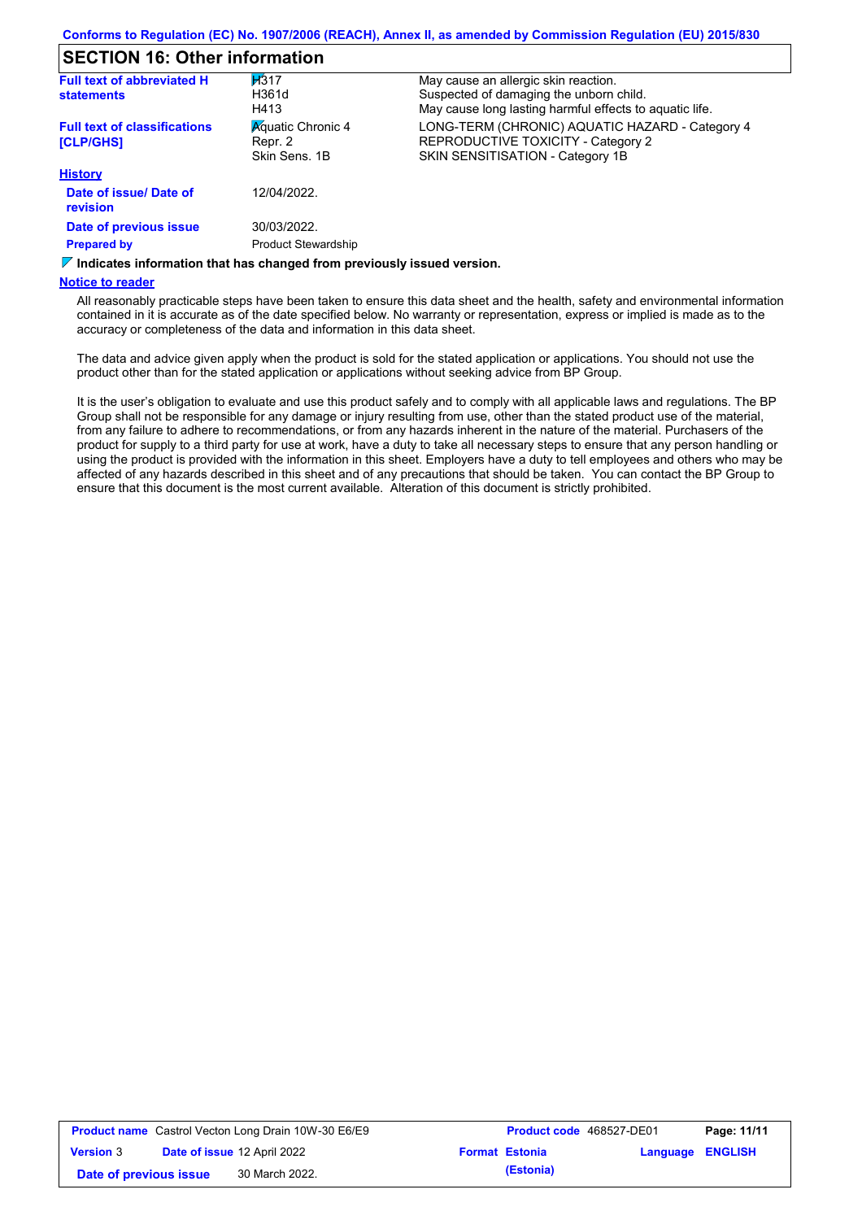Conforms to Regulation (EC) No. 1907/2006 (REACH), Annex II, as amended by Commission Regulation (EU) 2015/830

## SECTION 16: Other information

| | | |
|---|---|---|
| **Full text of abbreviated H statements** | H317 | May cause an allergic skin reaction. |
| | H361d | Suspected of damaging the unborn child. |
| | H413 | May cause long lasting harmful effects to aquatic life. |
| **Full text of classifications [CLP/GHS]** | Aquatic Chronic 4 | LONG-TERM (CHRONIC) AQUATIC HAZARD - Category 4 |
| | Repr. 2 | REPRODUCTIVE TOXICITY - Category 2 |
| | Skin Sens. 1B | SKIN SENSITISATION - Category 1B |

**History**

| | |
|---|---|
| **Date of issue/ Date of revision** | 12/04/2022. |
| **Date of previous issue** | 30/03/2022. |
| **Prepared by** | Product Stewardship |

**Indicates information that has changed from previously issued version.**

**Notice to reader**

All reasonably practicable steps have been taken to ensure this data sheet and the health, safety and environmental information contained in it is accurate as of the date specified below. No warranty or representation, express or implied is made as to the accuracy or completeness of the data and information in this data sheet.

The data and advice given apply when the product is sold for the stated application or applications. You should not use the product other than for the stated application or applications without seeking advice from BP Group.

It is the user's obligation to evaluate and use this product safely and to comply with all applicable laws and regulations. The BP Group shall not be responsible for any damage or injury resulting from use, other than the stated product use of the material, from any failure to adhere to recommendations, or from any hazards inherent in the nature of the material. Purchasers of the product for supply to a third party for use at work, have a duty to take all necessary steps to ensure that any person handling or using the product is provided with the information in this sheet. Employers have a duty to tell employees and others who may be affected of any hazards described in this sheet and of any precautions that should be taken. You can contact the BP Group to ensure that this document is the most current available. Alteration of this document is strictly prohibited.

| | | | |
|---|---|---|---|
| **Product name** Castrol Vecton Long Drain 10W-30 E6/E9 | | **Product code** 468527-DE01 | |
| **Version** 3 | **Date of issue** 12 April 2022 | **Format Estonia (Estonia)** | **Language ENGLISH** |
| **Date of previous issue** | 30 March 2022. | | |